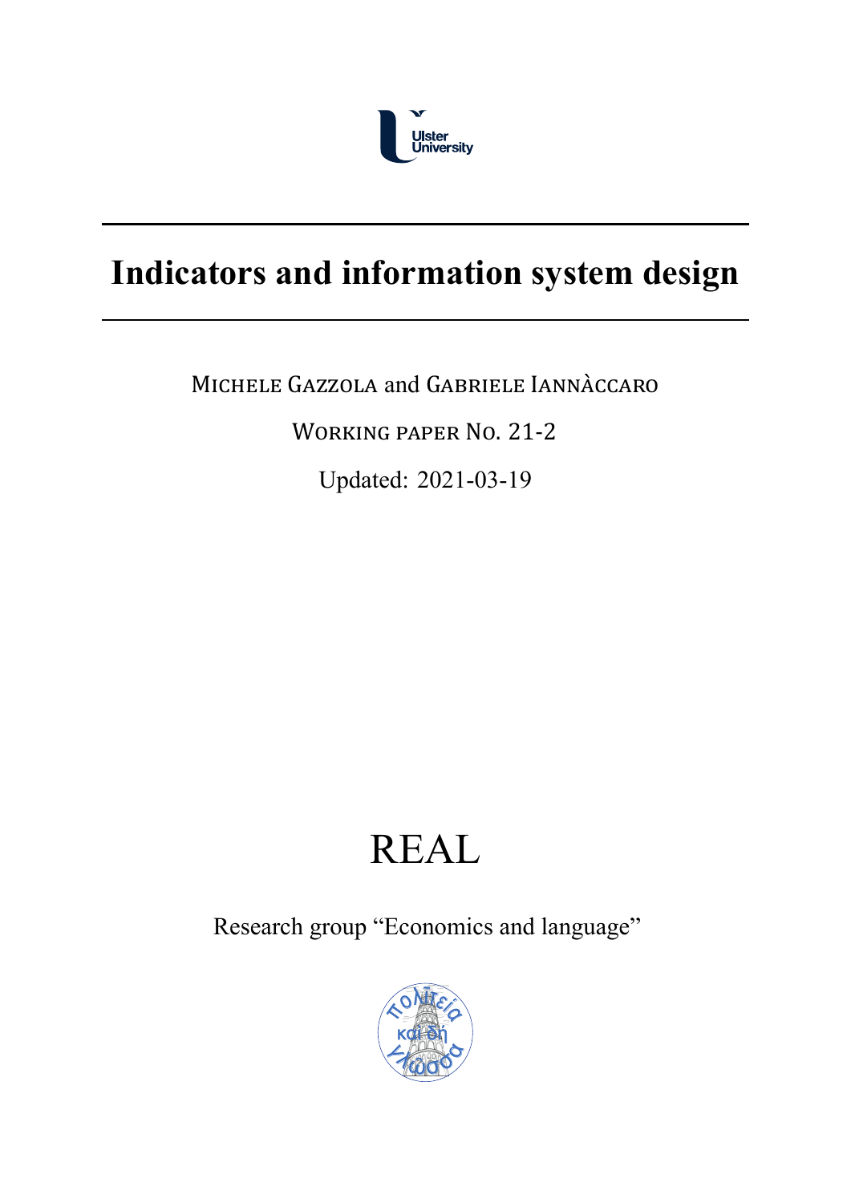Ulster University

# Indicators and information system design

Michele Gazzola and Gabriele Iannàccaro

Working paper No. 21-2

Updated: 2021-03-19

REAL

Research group "Economics and language"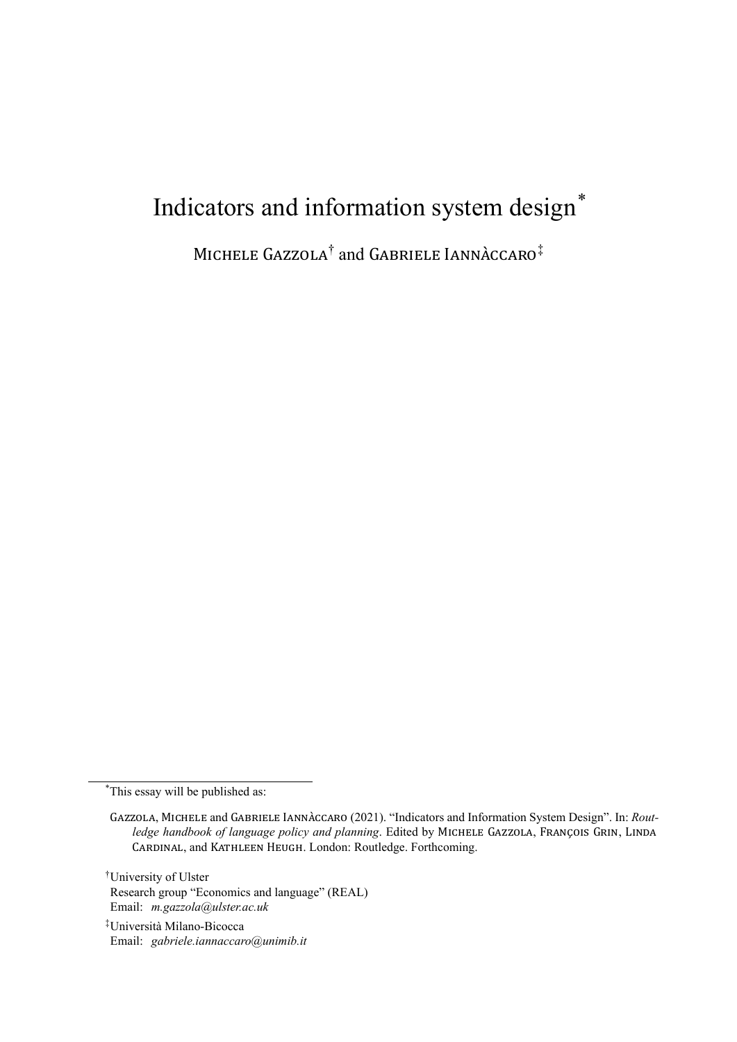# Indicators and information system design*

Michele Gazzola† and Gabriele Iannàccaro‡

---

*This essay will be published as:

Gazzola, Michele and Gabriele Iannàccaro (2021). "Indicators and Information System Design". In: *Routledge handbook of language policy and planning*. Edited by Michele Gazzola, François Grin, Linda Cardinal, and Kathleen Heugh. London: Routledge. Forthcoming.

†University of Ulster
Research group "Economics and language" (REAL)
Email: *m.gazzola@ulster.ac.uk*

‡Università Milano-Bicocca
Email: *gabriele.iannaccaro@unimib.it*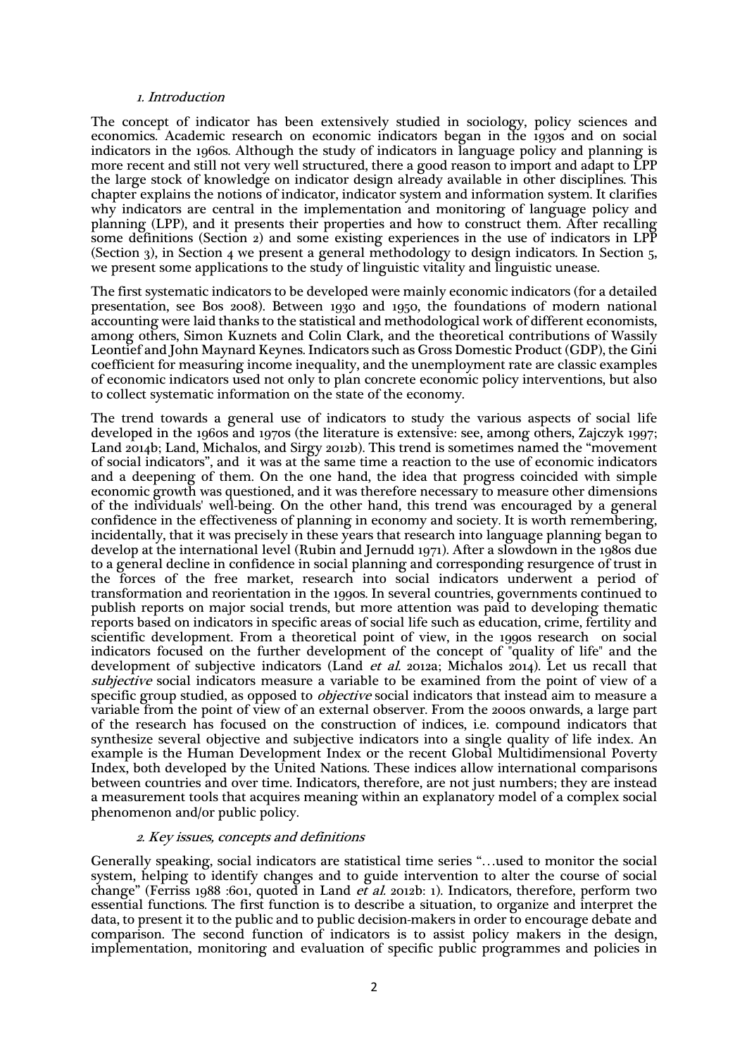## 1. Introduction

The concept of indicator has been extensively studied in sociology, policy sciences and economics. Academic research on economic indicators began in the 1930s and on social indicators in the 1960s. Although the study of indicators in language policy and planning is more recent and still not very well structured, there a good reason to import and adapt to LPP the large stock of knowledge on indicator design already available in other disciplines. This chapter explains the notions of indicator, indicator system and information system. It clarifies why indicators are central in the implementation and monitoring of language policy and planning (LPP), and it presents their properties and how to construct them. After recalling some definitions (Section 2) and some existing experiences in the use of indicators in LPP (Section 3), in Section 4 we present a general methodology to design indicators. In Section 5, we present some applications to the study of linguistic vitality and linguistic unease.

The first systematic indicators to be developed were mainly economic indicators (for a detailed presentation, see Bos 2008). Between 1930 and 1950, the foundations of modern national accounting were laid thanks to the statistical and methodological work of different economists, among others, Simon Kuznets and Colin Clark, and the theoretical contributions of Wassily Leontief and John Maynard Keynes. Indicators such as Gross Domestic Product (GDP), the Gini coefficient for measuring income inequality, and the unemployment rate are classic examples of economic indicators used not only to plan concrete economic policy interventions, but also to collect systematic information on the state of the economy.

The trend towards a general use of indicators to study the various aspects of social life developed in the 1960s and 1970s (the literature is extensive: see, among others, Zajczyk 1997; Land 2014b; Land, Michalos, and Sirgy 2012b). This trend is sometimes named the "movement of social indicators", and it was at the same time a reaction to the use of economic indicators and a deepening of them. On the one hand, the idea that progress coincided with simple economic growth was questioned, and it was therefore necessary to measure other dimensions of the individuals' well-being. On the other hand, this trend was encouraged by a general confidence in the effectiveness of planning in economy and society. It is worth remembering, incidentally, that it was precisely in these years that research into language planning began to develop at the international level (Rubin and Jernudd 1971). After a slowdown in the 1980s due to a general decline in confidence in social planning and corresponding resurgence of trust in the forces of the free market, research into social indicators underwent a period of transformation and reorientation in the 1990s. In several countries, governments continued to publish reports on major social trends, but more attention was paid to developing thematic reports based on indicators in specific areas of social life such as education, crime, fertility and scientific development. From a theoretical point of view, in the 1990s research on social indicators focused on the further development of the concept of "quality of life" and the development of subjective indicators (Land *et al.* 2012a; Michalos 2014). Let us recall that *subjective* social indicators measure a variable to be examined from the point of view of a specific group studied, as opposed to *objective* social indicators that instead aim to measure a variable from the point of view of an external observer. From the 2000s onwards, a large part of the research has focused on the construction of indices, i.e. compound indicators that synthesize several objective and subjective indicators into a single quality of life index. An example is the Human Development Index or the recent Global Multidimensional Poverty Index, both developed by the United Nations. These indices allow international comparisons between countries and over time. Indicators, therefore, are not just numbers; they are instead a measurement tools that acquires meaning within an explanatory model of a complex social phenomenon and/or public policy.

## 2. Key issues, concepts and definitions

Generally speaking, social indicators are statistical time series "…used to monitor the social system, helping to identify changes and to guide intervention to alter the course of social change" (Ferriss 1988 :601, quoted in Land *et al.* 2012b: 1). Indicators, therefore, perform two essential functions. The first function is to describe a situation, to organize and interpret the data, to present it to the public and to public decision-makers in order to encourage debate and comparison. The second function of indicators is to assist policy makers in the design, implementation, monitoring and evaluation of specific public programmes and policies in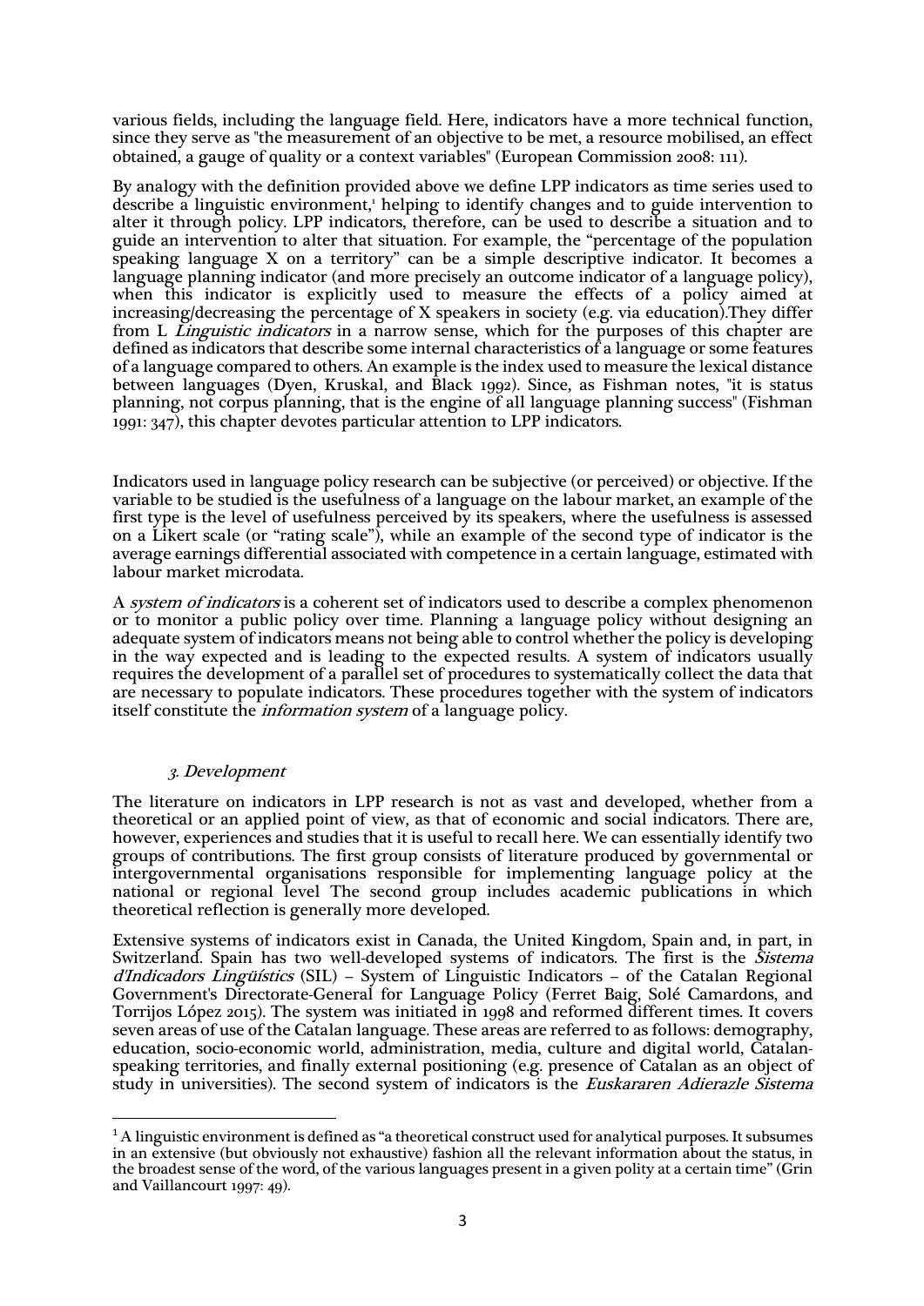various fields, including the language field. Here, indicators have a more technical function, since they serve as "the measurement of an objective to be met, a resource mobilised, an effect obtained, a gauge of quality or a context variables" (European Commission 2008: 111).

By analogy with the definition provided above we define LPP indicators as time series used to describe a linguistic environment,[1] helping to identify changes and to guide intervention to alter it through policy. LPP indicators, therefore, can be used to describe a situation and to guide an intervention to alter that situation. For example, the "percentage of the population speaking language X on a territory" can be a simple descriptive indicator. It becomes a language planning indicator (and more precisely an outcome indicator of a language policy), when this indicator is explicitly used to measure the effects of a policy aimed at increasing/decreasing the percentage of X speakers in society (e.g. via education).They differ from L *Linguistic indicators* in a narrow sense, which for the purposes of this chapter are defined as indicators that describe some internal characteristics of a language or some features of a language compared to others. An example is the index used to measure the lexical distance between languages (Dyen, Kruskal, and Black 1992). Since, as Fishman notes, "it is status planning, not corpus planning, that is the engine of all language planning success" (Fishman 1991: 347), this chapter devotes particular attention to LPP indicators.

Indicators used in language policy research can be subjective (or perceived) or objective. If the variable to be studied is the usefulness of a language on the labour market, an example of the first type is the level of usefulness perceived by its speakers, where the usefulness is assessed on a Likert scale (or "rating scale"), while an example of the second type of indicator is the average earnings differential associated with competence in a certain language, estimated with labour market microdata.

A *system of indicators* is a coherent set of indicators used to describe a complex phenomenon or to monitor a public policy over time. Planning a language policy without designing an adequate system of indicators means not being able to control whether the policy is developing in the way expected and is leading to the expected results. A system of indicators usually requires the development of a parallel set of procedures to systematically collect the data that are necessary to populate indicators. These procedures together with the system of indicators itself constitute the *information system* of a language policy.

## *3. Development*

The literature on indicators in LPP research is not as vast and developed, whether from a theoretical or an applied point of view, as that of economic and social indicators. There are, however, experiences and studies that it is useful to recall here. We can essentially identify two groups of contributions. The first group consists of literature produced by governmental or intergovernmental organisations responsible for implementing language policy at the national or regional level The second group includes academic publications in which theoretical reflection is generally more developed.

Extensive systems of indicators exist in Canada, the United Kingdom, Spain and, in part, in Switzerland. Spain has two well-developed systems of indicators. The first is the *Sistema d'Indicadors Lingüístics* (SIL) – System of Linguistic Indicators – of the Catalan Regional Government's Directorate-General for Language Policy (Ferret Baig, Solé Camardons, and Torrijos López 2015). The system was initiated in 1998 and reformed different times. It covers seven areas of use of the Catalan language. These areas are referred to as follows: demography, education, socio-economic world, administration, media, culture and digital world, Catalan-speaking territories, and finally external positioning (e.g. presence of Catalan as an object of study in universities). The second system of indicators is the *Euskararen Adierazle Sistema*

---

[1] A linguistic environment is defined as "a theoretical construct used for analytical purposes. It subsumes in an extensive (but obviously not exhaustive) fashion all the relevant information about the status, in the broadest sense of the word, of the various languages present in a given polity at a certain time" (Grin and Vaillancourt 1997: 49).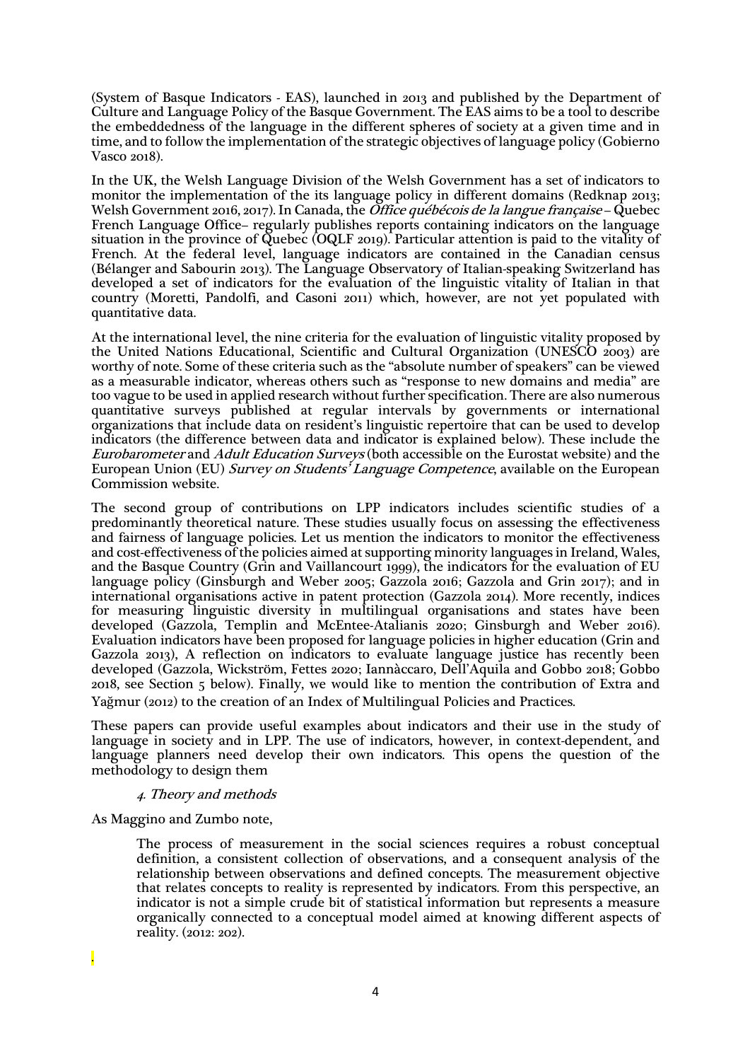(System of Basque Indicators - EAS), launched in 2013 and published by the Department of Culture and Language Policy of the Basque Government. The EAS aims to be a tool to describe the embeddedness of the language in the different spheres of society at a given time and in time, and to follow the implementation of the strategic objectives of language policy (Gobierno Vasco 2018).

In the UK, the Welsh Language Division of the Welsh Government has a set of indicators to monitor the implementation of the its language policy in different domains (Redknap 2013; Welsh Government 2016, 2017). In Canada, the *Office québécois de la langue française* – Quebec French Language Office– regularly publishes reports containing indicators on the language situation in the province of Quebec (OQLF 2019). Particular attention is paid to the vitality of French. At the federal level, language indicators are contained in the Canadian census (Bélanger and Sabourin 2013). The Language Observatory of Italian-speaking Switzerland has developed a set of indicators for the evaluation of the linguistic vitality of Italian in that country (Moretti, Pandolfi, and Casoni 2011) which, however, are not yet populated with quantitative data.

At the international level, the nine criteria for the evaluation of linguistic vitality proposed by the United Nations Educational, Scientific and Cultural Organization (UNESCO 2003) are worthy of note. Some of these criteria such as the "absolute number of speakers" can be viewed as a measurable indicator, whereas others such as "response to new domains and media" are too vague to be used in applied research without further specification. There are also numerous quantitative surveys published at regular intervals by governments or international organizations that include data on resident's linguistic repertoire that can be used to develop indicators (the difference between data and indicator is explained below). These include the *Eurobarometer* and *Adult Education Surveys* (both accessible on the Eurostat website) and the European Union (EU) *Survey on Students' Language Competence*, available on the European Commission website.

The second group of contributions on LPP indicators includes scientific studies of a predominantly theoretical nature. These studies usually focus on assessing the effectiveness and fairness of language policies. Let us mention the indicators to monitor the effectiveness and cost-effectiveness of the policies aimed at supporting minority languages in Ireland, Wales, and the Basque Country (Grin and Vaillancourt 1999), the indicators for the evaluation of EU language policy (Ginsburgh and Weber 2005; Gazzola 2016; Gazzola and Grin 2017); and in international organisations active in patent protection (Gazzola 2014). More recently, indices for measuring linguistic diversity in multilingual organisations and states have been developed (Gazzola, Templin and McEntee-Atalianis 2020; Ginsburgh and Weber 2016). Evaluation indicators have been proposed for language policies in higher education (Grin and Gazzola 2013), A reflection on indicators to evaluate language justice has recently been developed (Gazzola, Wickström, Fettes 2020; Iannàccaro, Dell'Aquila and Gobbo 2018; Gobbo 2018, see Section 5 below). Finally, we would like to mention the contribution of Extra and Yağmur (2012) to the creation of an Index of Multilingual Policies and Practices.

These papers can provide useful examples about indicators and their use in the study of language in society and in LPP. The use of indicators, however, in context-dependent, and language planners need develop their own indicators. This opens the question of the methodology to design them

## *4. Theory and methods*

As Maggino and Zumbo note,

> The process of measurement in the social sciences requires a robust conceptual definition, a consistent collection of observations, and a consequent analysis of the relationship between observations and defined concepts. The measurement objective that relates concepts to reality is represented by indicators. From this perspective, an indicator is not a simple crude bit of statistical information but represents a measure organically connected to a conceptual model aimed at knowing different aspects of reality. (2012: 202).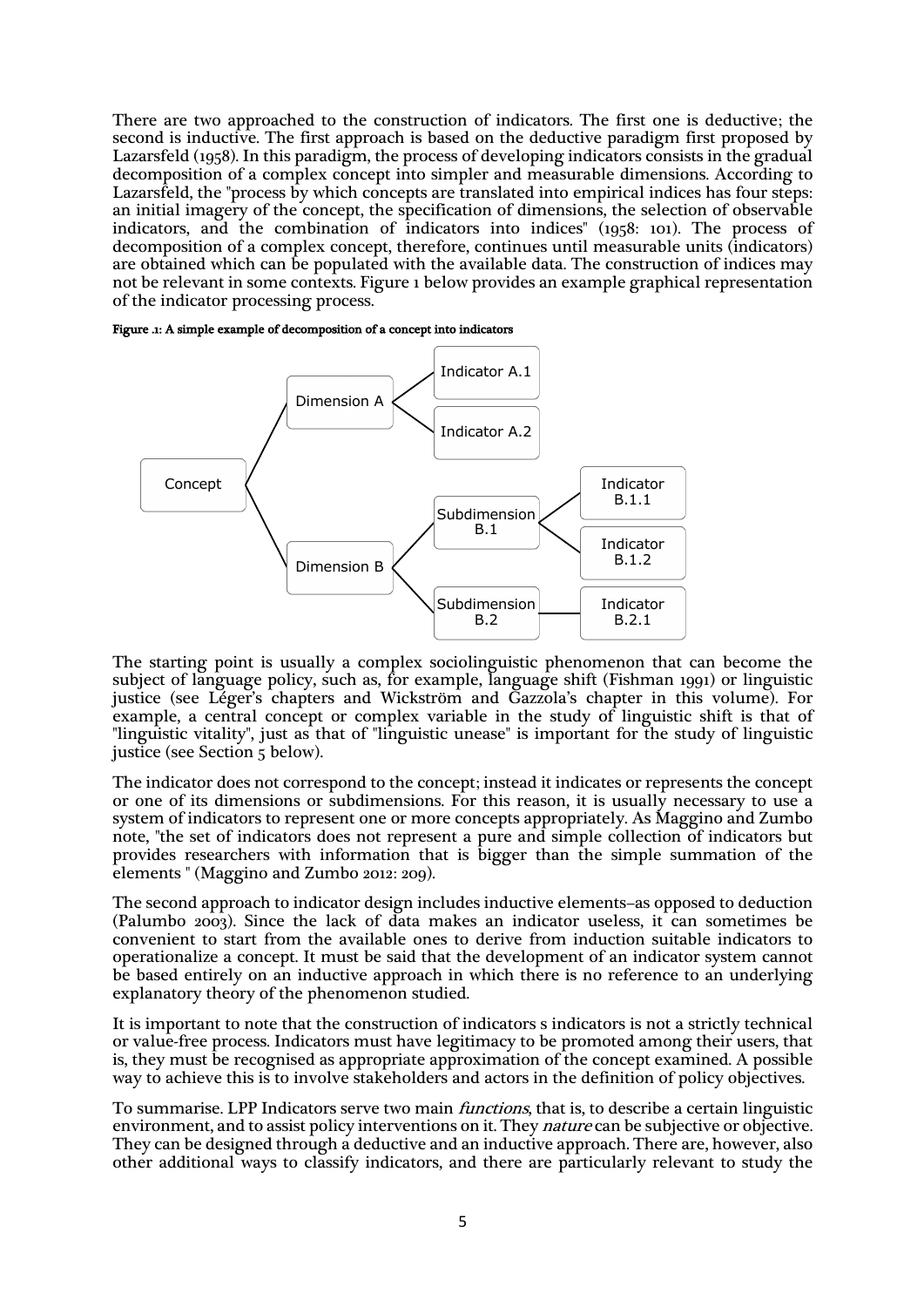There are two approached to the construction of indicators. The first one is deductive; the second is inductive. The first approach is based on the deductive paradigm first proposed by Lazarsfeld (1958). In this paradigm, the process of developing indicators consists in the gradual decomposition of a complex concept into simpler and measurable dimensions. According to Lazarsfeld, the "process by which concepts are translated into empirical indices has four steps: an initial imagery of the concept, the specification of dimensions, the selection of observable indicators, and the combination of indicators into indices" (1958: 101). The process of decomposition of a complex concept, therefore, continues until measurable units (indicators) are obtained which can be populated with the available data. The construction of indices may not be relevant in some contexts. Figure 1 below provides an example graphical representation of the indicator processing process.

**Figure .1: A simple example of decomposition of a concept into indicators**

- Concept
  - Dimension A
    - Indicator A.1
    - Indicator A.2
  - Dimension B
    - Subdimension B.1
      - Indicator B.1.1
      - Indicator B.1.2
    - Subdimension B.2
      - Indicator B.2.1

The starting point is usually a complex sociolinguistic phenomenon that can become the subject of language policy, such as, for example, language shift (Fishman 1991) or linguistic justice (see Léger's chapters and Wickström and Gazzola's chapter in this volume). For example, a central concept or complex variable in the study of linguistic shift is that of "linguistic vitality", just as that of "linguistic unease" is important for the study of linguistic justice (see Section 5 below).

The indicator does not correspond to the concept; instead it indicates or represents the concept or one of its dimensions or subdimensions. For this reason, it is usually necessary to use a system of indicators to represent one or more concepts appropriately. As Maggino and Zumbo note, "the set of indicators does not represent a pure and simple collection of indicators but provides researchers with information that is bigger than the simple summation of the elements " (Maggino and Zumbo 2012: 209).

The second approach to indicator design includes inductive elements–as opposed to deduction (Palumbo 2003). Since the lack of data makes an indicator useless, it can sometimes be convenient to start from the available ones to derive from induction suitable indicators to operationalize a concept. It must be said that the development of an indicator system cannot be based entirely on an inductive approach in which there is no reference to an underlying explanatory theory of the phenomenon studied.

It is important to note that the construction of indicators s indicators is not a strictly technical or value-free process. Indicators must have legitimacy to be promoted among their users, that is, they must be recognised as appropriate approximation of the concept examined. A possible way to achieve this is to involve stakeholders and actors in the definition of policy objectives.

To summarise. LPP Indicators serve two main *functions*, that is, to describe a certain linguistic environment, and to assist policy interventions on it. They *nature* can be subjective or objective. They can be designed through a deductive and an inductive approach. There are, however, also other additional ways to classify indicators, and there are particularly relevant to study the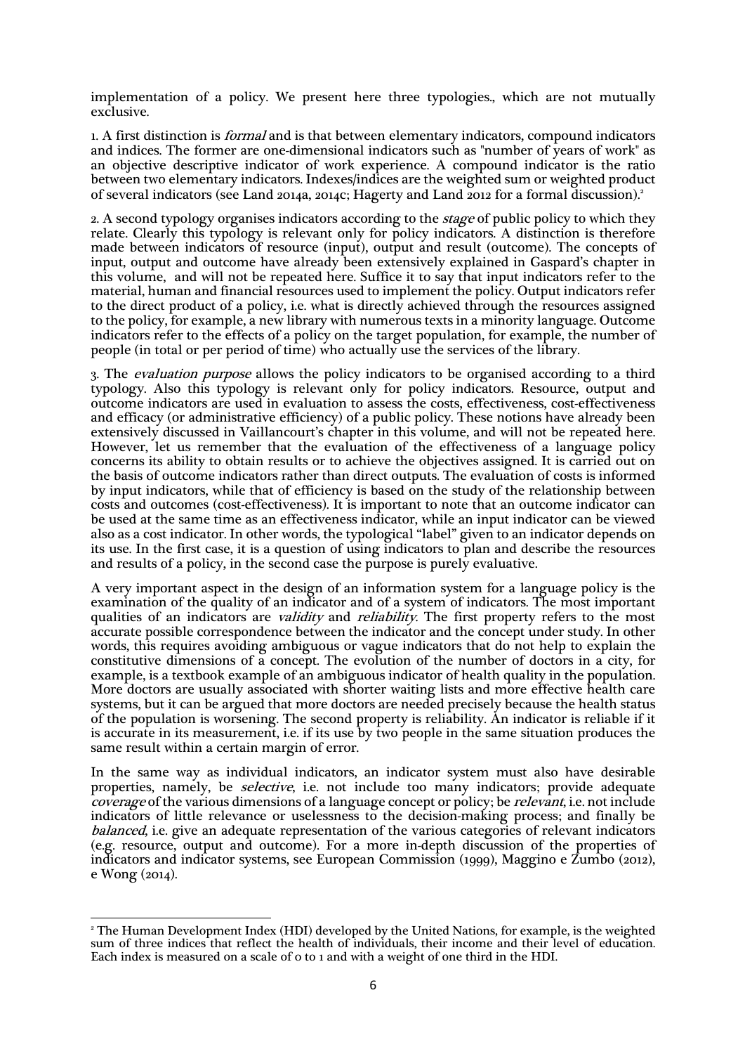implementation of a policy. We present here three typologies., which are not mutually exclusive.

1. A first distinction is *formal* and is that between elementary indicators, compound indicators and indices. The former are one-dimensional indicators such as "number of years of work" as an objective descriptive indicator of work experience. A compound indicator is the ratio between two elementary indicators. Indexes/indices are the weighted sum or weighted product of several indicators (see Land 2014a, 2014c; Hagerty and Land 2012 for a formal discussion).[2]

2. A second typology organises indicators according to the *stage* of public policy to which they relate. Clearly this typology is relevant only for policy indicators. A distinction is therefore made between indicators of resource (input), output and result (outcome). The concepts of input, output and outcome have already been extensively explained in Gaspard's chapter in this volume, and will not be repeated here. Suffice it to say that input indicators refer to the material, human and financial resources used to implement the policy. Output indicators refer to the direct product of a policy, i.e. what is directly achieved through the resources assigned to the policy, for example, a new library with numerous texts in a minority language. Outcome indicators refer to the effects of a policy on the target population, for example, the number of people (in total or per period of time) who actually use the services of the library.

3. The *evaluation purpose* allows the policy indicators to be organised according to a third typology. Also this typology is relevant only for policy indicators. Resource, output and outcome indicators are used in evaluation to assess the costs, effectiveness, cost-effectiveness and efficacy (or administrative efficiency) of a public policy. These notions have already been extensively discussed in Vaillancourt's chapter in this volume, and will not be repeated here. However, let us remember that the evaluation of the effectiveness of a language policy concerns its ability to obtain results or to achieve the objectives assigned. It is carried out on the basis of outcome indicators rather than direct outputs. The evaluation of costs is informed by input indicators, while that of efficiency is based on the study of the relationship between costs and outcomes (cost-effectiveness). It is important to note that an outcome indicator can be used at the same time as an effectiveness indicator, while an input indicator can be viewed also as a cost indicator. In other words, the typological "label" given to an indicator depends on its use. In the first case, it is a question of using indicators to plan and describe the resources and results of a policy, in the second case the purpose is purely evaluative.

A very important aspect in the design of an information system for a language policy is the examination of the quality of an indicator and of a system of indicators. The most important qualities of an indicators are *validity* and *reliability*. The first property refers to the most accurate possible correspondence between the indicator and the concept under study. In other words, this requires avoiding ambiguous or vague indicators that do not help to explain the constitutive dimensions of a concept. The evolution of the number of doctors in a city, for example, is a textbook example of an ambiguous indicator of health quality in the population. More doctors are usually associated with shorter waiting lists and more effective health care systems, but it can be argued that more doctors are needed precisely because the health status of the population is worsening. The second property is reliability. An indicator is reliable if it is accurate in its measurement, i.e. if its use by two people in the same situation produces the same result within a certain margin of error.

In the same way as individual indicators, an indicator system must also have desirable properties, namely, be *selective*, i.e. not include too many indicators; provide adequate *coverage* of the various dimensions of a language concept or policy; be *relevant*, i.e. not include indicators of little relevance or uselessness to the decision-making process; and finally be *balanced*, i.e. give an adequate representation of the various categories of relevant indicators (e.g. resource, output and outcome). For a more in-depth discussion of the properties of indicators and indicator systems, see European Commission (1999), Maggino e Zumbo (2012), e Wong (2014).

---

[2] The Human Development Index (HDI) developed by the United Nations, for example, is the weighted sum of three indices that reflect the health of individuals, their income and their level of education. Each index is measured on a scale of 0 to 1 and with a weight of one third in the HDI.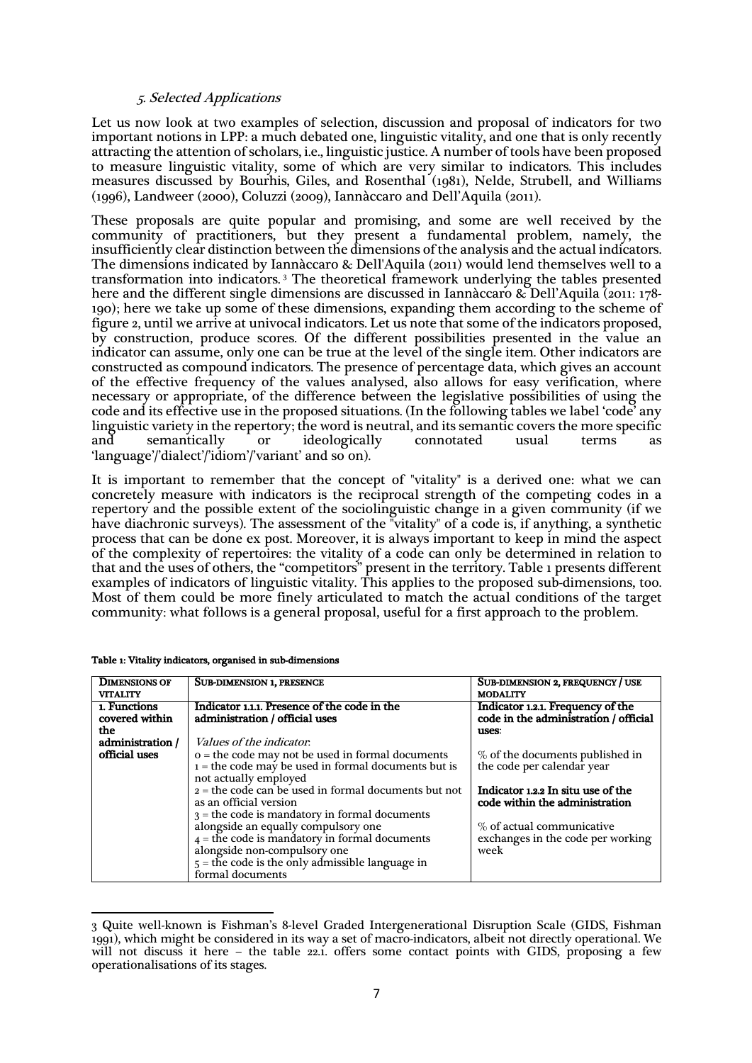### 5. Selected Applications

Let us now look at two examples of selection, discussion and proposal of indicators for two important notions in LPP: a much debated one, linguistic vitality, and one that is only recently attracting the attention of scholars, i.e., linguistic justice. A number of tools have been proposed to measure linguistic vitality, some of which are very similar to indicators. This includes measures discussed by Bourhis, Giles, and Rosenthal (1981), Nelde, Strubell, and Williams (1996), Landweer (2000), Coluzzi (2009), Iannàccaro and Dell'Aquila (2011).

These proposals are quite popular and promising, and some are well received by the community of practitioners, but they present a fundamental problem, namely, the insufficiently clear distinction between the dimensions of the analysis and the actual indicators. The dimensions indicated by Iannàccaro & Dell'Aquila (2011) would lend themselves well to a transformation into indicators.[3] The theoretical framework underlying the tables presented here and the different single dimensions are discussed in Iannàccaro & Dell'Aquila (2011: 178-190); here we take up some of these dimensions, expanding them according to the scheme of figure 2, until we arrive at univocal indicators. Let us note that some of the indicators proposed, by construction, produce scores. Of the different possibilities presented in the value an indicator can assume, only one can be true at the level of the single item. Other indicators are constructed as compound indicators. The presence of percentage data, which gives an account of the effective frequency of the values analysed, also allows for easy verification, where necessary or appropriate, of the difference between the legislative possibilities of using the code and its effective use in the proposed situations. (In the following tables we label 'code' any linguistic variety in the repertory; the word is neutral, and its semantic covers the more specific and semantically or ideologically connotated usual terms as 'language'/'dialect'/'idiom'/'variant' and so on).

It is important to remember that the concept of "vitality" is a derived one: what we can concretely measure with indicators is the reciprocal strength of the competing codes in a repertory and the possible extent of the sociolinguistic change in a given community (if we have diachronic surveys). The assessment of the "vitality" of a code is, if anything, a synthetic process that can be done ex post. Moreover, it is always important to keep in mind the aspect of the complexity of repertoires: the vitality of a code can only be determined in relation to that and the uses of others, the "competitors" present in the territory. Table 1 presents different examples of indicators of linguistic vitality. This applies to the proposed sub-dimensions, too. Most of them could be more finely articulated to match the actual conditions of the target community: what follows is a general proposal, useful for a first approach to the problem.

**Table 1: Vitality indicators, organised in sub-dimensions**

| DIMENSIONS OF VITALITY | SUB-DIMENSION 1, PRESENCE | SUB-DIMENSION 2, FREQUENCY / USE MODALITY |
|---|---|---|
| 1. Functions covered within the administration / official uses | **Indicator 1.1.1. Presence of the code in the administration / official uses**<br><br>*Values of the indicator*:<br>0 = the code may not be used in formal documents<br>1 = the code may be used in formal documents but is not actually employed<br>2 = the code can be used in formal documents but not as an official version<br>3 = the code is mandatory in formal documents alongside an equally compulsory one<br>4 = the code is mandatory in formal documents alongside non-compulsory one<br>5 = the code is the only admissible language in formal documents | **Indicator 1.2.1. Frequency of the code in the administration / official uses**:<br><br>% of the documents published in the code per calendar year<br><br>**Indicator 1.2.2 In situ use of the code within the administration**<br><br>% of actual communicative exchanges in the code per working week |

3 Quite well-known is Fishman's 8-level Graded Intergenerational Disruption Scale (GIDS, Fishman 1991), which might be considered in its way a set of macro-indicators, albeit not directly operational. We will not discuss it here – the table 22.1. offers some contact points with GIDS, proposing a few operationalisations of its stages.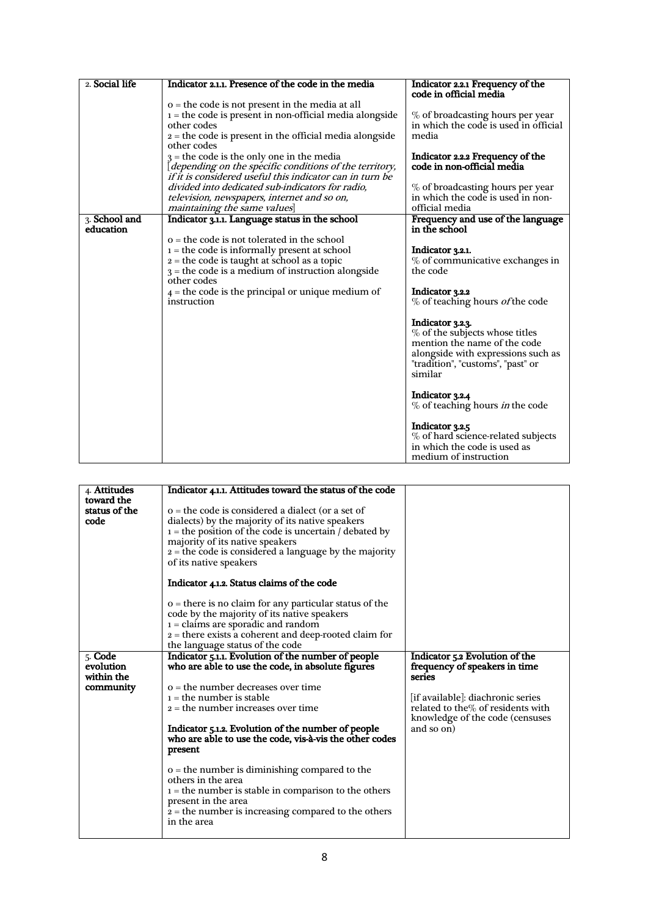| 2. **Social life** | **Indicator 2.1.1. Presence of the code in the media**<br><br>0 = the code is not present in the media at all<br>1 = the code is present in non-official media alongside other codes<br>2 = the code is present in the official media alongside other codes<br>3 = the code is the only one in the media<br>[*depending on the specific conditions of the territory, if it is considered useful this indicator can in turn be divided into dedicated sub-indicators for radio, television, newspapers, internet and so on, maintaining the same values*] | **Indicator 2.2.1 Frequency of the code in official media**<br><br>% of broadcasting hours per year in which the code is used in official media<br><br>**Indicator 2.2.2 Frequency of the code in non-official media**<br><br>% of broadcasting hours per year in which the code is used in non-official media |
|---|---|---|
| 3. **School and education** | **Indicator 3.1.1. Language status in the school**<br><br>0 = the code is not tolerated in the school<br>1 = the code is informally present at school<br>2 = the code is taught at school as a topic<br>3 = the code is a medium of instruction alongside other codes<br>4 = the code is the principal or unique medium of instruction | **Frequency and use of the language in the school**<br><br>**Indicator 3.2.1.**<br>% of communicative exchanges in the code<br><br>**Indicator 3.2.2**<br>% of teaching hours *of* the code<br><br>**Indicator 3.2.3.**<br>% of the subjects whose titles mention the name of the code alongside with expressions such as "tradition", "customs", "past" or similar<br><br>**Indicator 3.2.4**<br>% of teaching hours *in* the code<br><br>**Indicator 3.2.5**<br>% of hard science-related subjects in which the code is used as medium of instruction |

| 4. **Attitudes toward the status of the code** | **Indicator 4.1.1. Attitudes toward the status of the code**<br><br>0 = the code is considered a dialect (or a set of dialects) by the majority of its native speakers<br>1 = the position of the code is uncertain / debated by majority of its native speakers<br>2 = the code is considered a language by the majority of its native speakers<br><br>**Indicator 4.1.2. Status claims of the code**<br><br>0 = there is no claim for any particular status of the code by the majority of its native speakers<br>1 = claims are sporadic and random<br>2 = there exists a coherent and deep-rooted claim for the language status of the code | |
|---|---|---|
| 5. **Code evolution within the community** | **Indicator 5.1.1. Evolution of the number of people who are able to use the code, in absolute figures**<br><br>0 = the number decreases over time<br>1 = the number is stable<br>2 = the number increases over time<br><br>**Indicator 5.1.2. Evolution of the number of people who are able to use the code, vis-à-vis the other codes present**<br><br>0 = the number is diminishing compared to the others in the area<br>1 = the number is stable in comparison to the others present in the area<br>2 = the number is increasing compared to the others in the area | **Indicator 5.2 Evolution of the frequency of speakers in time series**<br><br>[if available]: diachronic series related to the% of residents with knowledge of the code (censuses and so on) |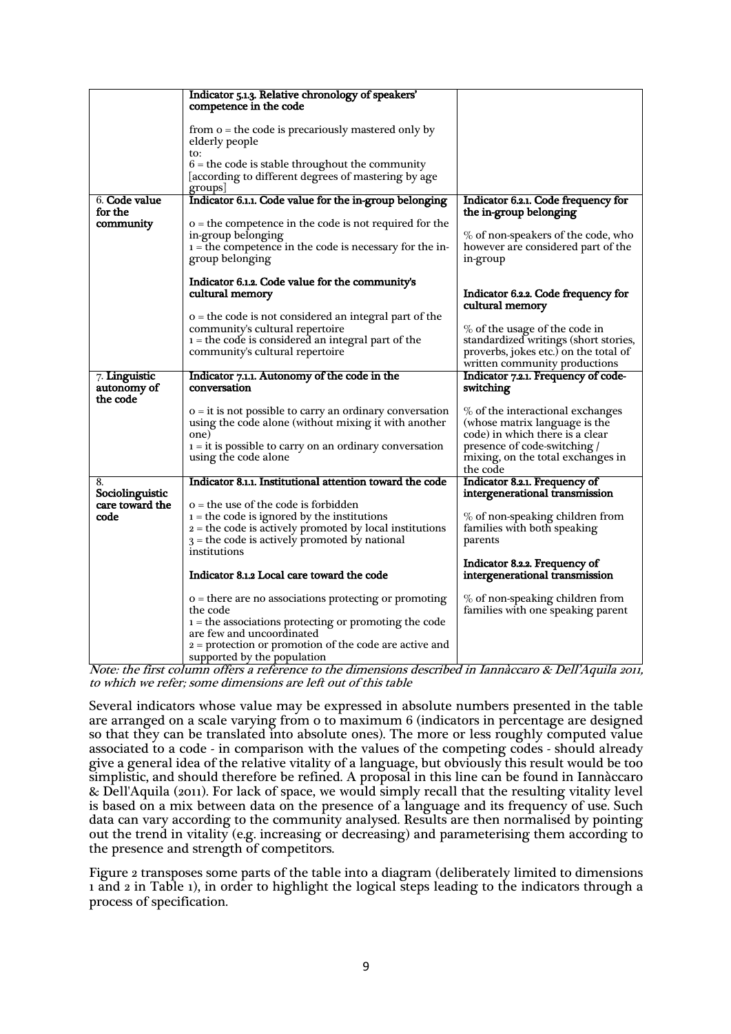| | | |
|---|---|---|
| | **Indicator 5.1.3. Relative chronology of speakers' competence in the code**<br><br>from 0 = the code is precariously mastered only by elderly people<br>to:<br>6 = the code is stable throughout the community [according to different degrees of mastering by age groups] | |
| 6. **Code value for the community** | **Indicator 6.1.1. Code value for the in-group belonging**<br><br>0 = the competence in the code is not required for the in-group belonging<br>1 = the competence in the code is necessary for the in-group belonging<br><br>**Indicator 6.1.2. Code value for the community's cultural memory**<br><br>0 = the code is not considered an integral part of the community's cultural repertoire<br>1 = the code is considered an integral part of the community's cultural repertoire | **Indicator 6.2.1. Code frequency for the in-group belonging**<br><br>% of non-speakers of the code, who however are considered part of the in-group<br><br>**Indicator 6.2.2. Code frequency for cultural memory**<br><br>% of the usage of the code in standardized writings (short stories, proverbs, jokes etc.) on the total of written community productions |
| 7. **Linguistic autonomy of the code** | **Indicator 7.1.1. Autonomy of the code in the conversation**<br><br>0 = it is not possible to carry an ordinary conversation using the code alone (without mixing it with another one)<br>1 = it is possible to carry on an ordinary conversation using the code alone | **Indicator 7.2.1. Frequency of code-switching**<br><br>% of the interactional exchanges (whose matrix language is the code) in which there is a clear presence of code-switching / mixing, on the total exchanges in the code |
| 8. **Sociolinguistic care toward the code** | **Indicator 8.1.1. Institutional attention toward the code**<br><br>0 = the use of the code is forbidden<br>1 = the code is ignored by the institutions<br>2 = the code is actively promoted by local institutions<br>3 = the code is actively promoted by national institutions<br><br>**Indicator 8.1.2 Local care toward the code**<br><br>0 = there are no associations protecting or promoting the code<br>1 = the associations protecting or promoting the code are few and uncoordinated<br>2 = protection or promotion of the code are active and supported by the population | **Indicator 8.2.1. Frequency of intergenerational transmission**<br><br>% of non-speaking children from families with both speaking parents<br><br>**Indicator 8.2.2. Frequency of intergenerational transmission**<br><br>% of non-speaking children from families with one speaking parent |

*Note: the first column offers a reference to the dimensions described in Iannàccaro & Dell'Aquila 2011, to which we refer; some dimensions are left out of this table*

Several indicators whose value may be expressed in absolute numbers presented in the table are arranged on a scale varying from 0 to maximum 6 (indicators in percentage are designed so that they can be translated into absolute ones). The more or less roughly computed value associated to a code - in comparison with the values of the competing codes - should already give a general idea of the relative vitality of a language, but obviously this result would be too simplistic, and should therefore be refined. A proposal in this line can be found in Iannàccaro & Dell'Aquila (2011). For lack of space, we would simply recall that the resulting vitality level is based on a mix between data on the presence of a language and its frequency of use. Such data can vary according to the community analysed. Results are then normalised by pointing out the trend in vitality (e.g. increasing or decreasing) and parameterising them according to the presence and strength of competitors.

Figure 2 transposes some parts of the table into a diagram (deliberately limited to dimensions 1 and 2 in Table 1), in order to highlight the logical steps leading to the indicators through a process of specification.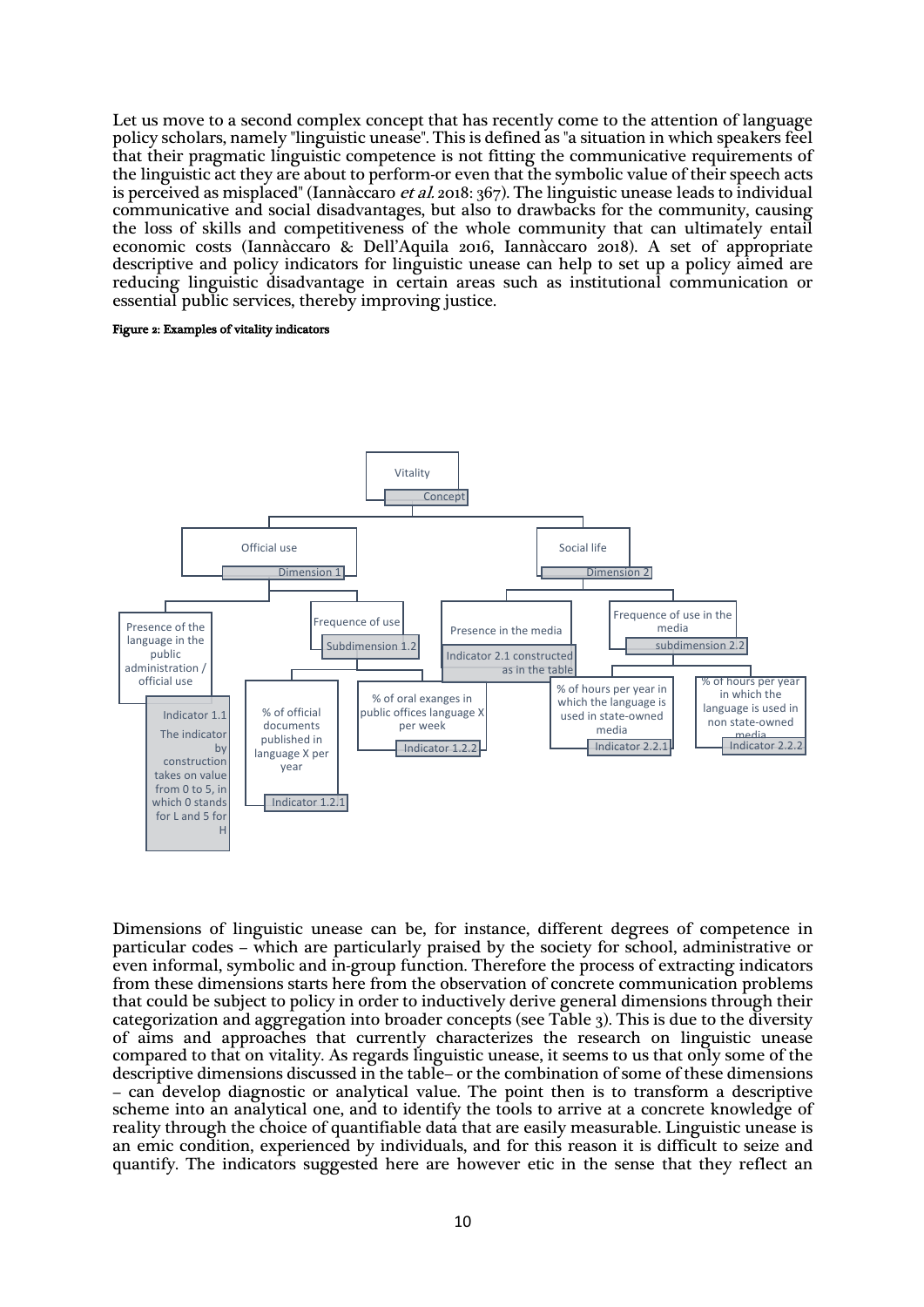Let us move to a second complex concept that has recently come to the attention of language policy scholars, namely "linguistic unease". This is defined as "a situation in which speakers feel that their pragmatic linguistic competence is not fitting the communicative requirements of the linguistic act they are about to perform-or even that the symbolic value of their speech acts is perceived as misplaced" (Iannàccaro *et al.* 2018: 367). The linguistic unease leads to individual communicative and social disadvantages, but also to drawbacks for the community, causing the loss of skills and competitiveness of the whole community that can ultimately entail economic costs (Iannàccaro & Dell'Aquila 2016, Iannàccaro 2018). A set of appropriate descriptive and policy indicators for linguistic unease can help to set up a policy aimed are reducing linguistic disadvantage in certain areas such as institutional communication or essential public services, thereby improving justice.

**Figure 2: Examples of vitality indicators**

- Vitality — Concept
  - Official use — Dimension 1
    - Presence of the language in the public administration / official use — Indicator 1.1: The indicator by construction takes on value from 0 to 5, in which 0 stands for L and 5 for H
    - Frequence of use — Subdimension 1.2
      - % of official documents published in language X per year — Indicator 1.2.1
      - % of oral exanges in public offices language X per week — Indicator 1.2.2
  - Social life — Dimension 2
    - Presence in the media — Indicator 2.1 constructed as in the table
    - Frequence of use in the media — subdimension 2.2
      - % of hours per year in which the language is used in state-owned media — Indicator 2.2.1
      - % of hours per year in which the language is used in non state-owned media — Indicator 2.2.2

Dimensions of linguistic unease can be, for instance, different degrees of competence in particular codes – which are particularly praised by the society for school, administrative or even informal, symbolic and in-group function. Therefore the process of extracting indicators from these dimensions starts here from the observation of concrete communication problems that could be subject to policy in order to inductively derive general dimensions through their categorization and aggregation into broader concepts (see Table 3). This is due to the diversity of aims and approaches that currently characterizes the research on linguistic unease compared to that on vitality. As regards linguistic unease, it seems to us that only some of the descriptive dimensions discussed in the table– or the combination of some of these dimensions – can develop diagnostic or analytical value. The point then is to transform a descriptive scheme into an analytical one, and to identify the tools to arrive at a concrete knowledge of reality through the choice of quantifiable data that are easily measurable. Linguistic unease is an emic condition, experienced by individuals, and for this reason it is difficult to seize and quantify. The indicators suggested here are however etic in the sense that they reflect an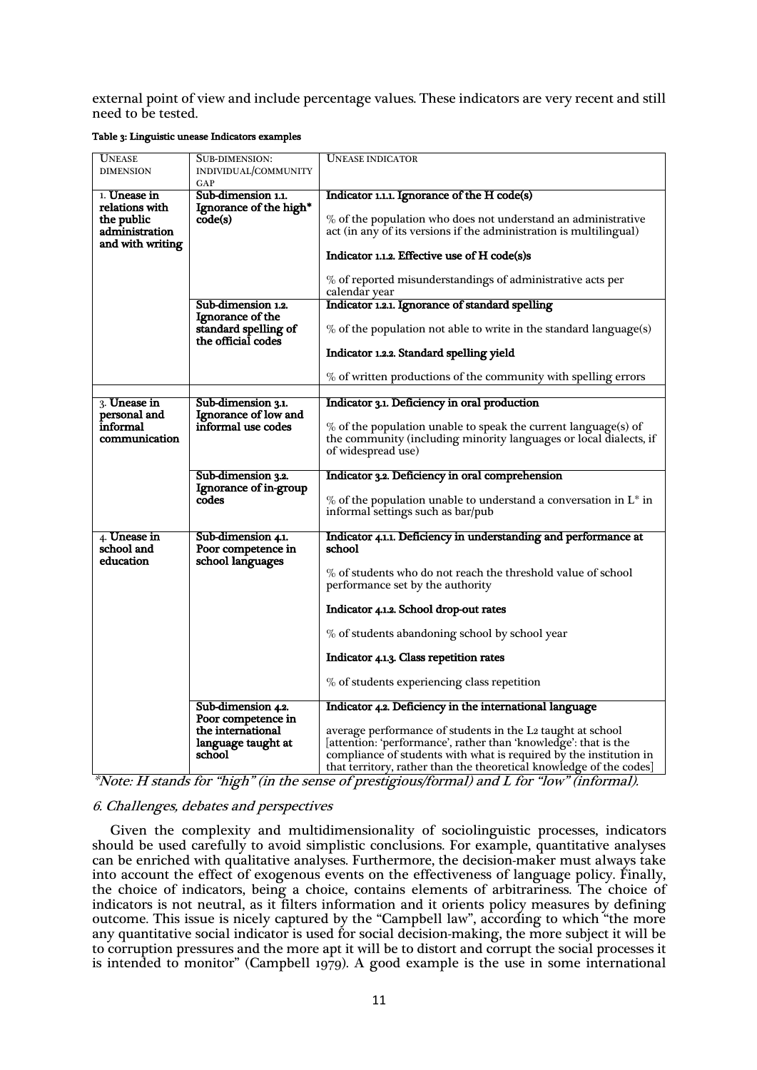external point of view and include percentage values. These indicators are very recent and still need to be tested.

**Table 3: Linguistic unease Indicators examples**

| UNEASE DIMENSION | SUB-DIMENSION: INDIVIDUAL/COMMUNITY GAP | UNEASE INDICATOR |
|---|---|---|
| **1. Unease in relations with the public administration and with writing** | **Sub-dimension 1.1. Ignorance of the high\* code(s)** | **Indicator 1.1.1. Ignorance of the H code(s)**<br><br>% of the population who does not understand an administrative act (in any of its versions if the administration is multilingual)<br><br>**Indicator 1.1.2. Effective use of H code(s)s**<br><br>% of reported misunderstandings of administrative acts per calendar year |
| | **Sub-dimension 1.2. Ignorance of the standard spelling of the official codes** | **Indicator 1.2.1. Ignorance of standard spelling**<br><br>% of the population not able to write in the standard language(s)<br><br>**Indicator 1.2.2. Standard spelling yield**<br><br>% of written productions of the community with spelling errors |
| | | |
| **3. Unease in personal and informal communication** | **Sub-dimension 3.1. Ignorance of low and informal use codes** | **Indicator 3.1. Deficiency in oral production**<br><br>% of the population unable to speak the current language(s) of the community (including minority languages or local dialects, if of widespread use) |
| | **Sub-dimension 3.2. Ignorance of in-group codes** | **Indicator 3.2. Deficiency in oral comprehension**<br><br>% of the population unable to understand a conversation in L\* in informal settings such as bar/pub |
| **4. Unease in school and education** | **Sub-dimension 4.1. Poor competence in school languages** | **Indicator 4.1.1. Deficiency in understanding and performance at school**<br><br>% of students who do not reach the threshold value of school performance set by the authority<br><br>**Indicator 4.1.2. School drop-out rates**<br><br>% of students abandoning school by school year<br><br>**Indicator 4.1.3. Class repetition rates**<br><br>% of students experiencing class repetition |
| | **Sub-dimension 4.2. Poor competence in the international language taught at school** | **Indicator 4.2. Deficiency in the international language**<br><br>average performance of students in the L2 taught at school [attention: 'performance', rather than 'knowledge': that is the compliance of students with what is required by the institution in that territory, rather than the theoretical knowledge of the codes] |

*\*Note: H stands for "high" (in the sense of prestigious/formal) and L for "low" (informal).*

### *6. Challenges, debates and perspectives*

Given the complexity and multidimensionality of sociolinguistic processes, indicators should be used carefully to avoid simplistic conclusions. For example, quantitative analyses can be enriched with qualitative analyses. Furthermore, the decision-maker must always take into account the effect of exogenous events on the effectiveness of language policy. Finally, the choice of indicators, being a choice, contains elements of arbitrariness. The choice of indicators is not neutral, as it filters information and it orients policy measures by defining outcome. This issue is nicely captured by the "Campbell law", according to which "the more any quantitative social indicator is used for social decision-making, the more subject it will be to corruption pressures and the more apt it will be to distort and corrupt the social processes it is intended to monitor" (Campbell 1979). A good example is the use in some international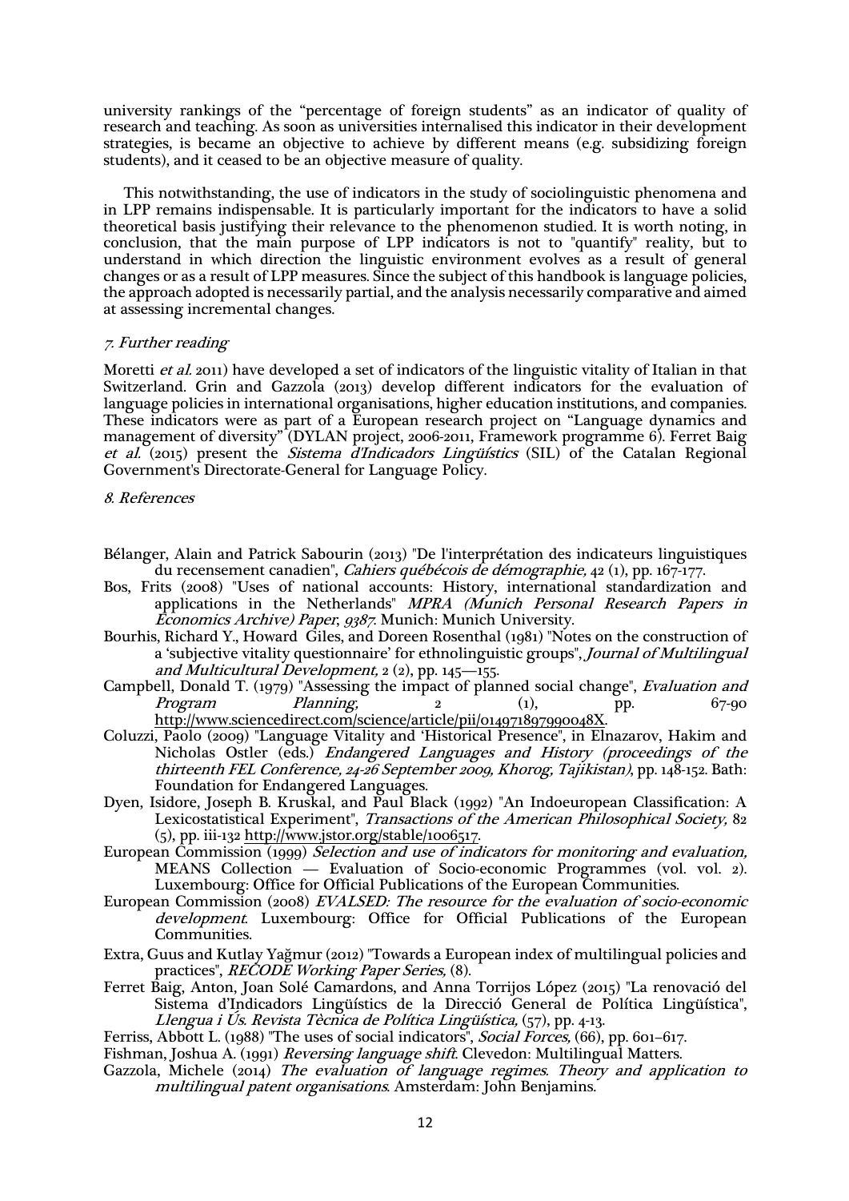university rankings of the "percentage of foreign students" as an indicator of quality of research and teaching. As soon as universities internalised this indicator in their development strategies, is became an objective to achieve by different means (e.g. subsidizing foreign students), and it ceased to be an objective measure of quality.

This notwithstanding, the use of indicators in the study of sociolinguistic phenomena and in LPP remains indispensable. It is particularly important for the indicators to have a solid theoretical basis justifying their relevance to the phenomenon studied. It is worth noting, in conclusion, that the main purpose of LPP indicators is not to "quantify" reality, but to understand in which direction the linguistic environment evolves as a result of general changes or as a result of LPP measures. Since the subject of this handbook is language policies, the approach adopted is necessarily partial, and the analysis necessarily comparative and aimed at assessing incremental changes.

### *7. Further reading*

Moretti *et al.* 2011) have developed a set of indicators of the linguistic vitality of Italian in that Switzerland. Grin and Gazzola (2013) develop different indicators for the evaluation of language policies in international organisations, higher education institutions, and companies. These indicators were as part of a European research project on "Language dynamics and management of diversity" (DYLAN project, 2006-2011, Framework programme 6). Ferret Baig *et al.* (2015) present the *Sistema d'Indicadors Lingüístics* (SIL) of the Catalan Regional Government's Directorate-General for Language Policy.

### *8. References*

Bélanger, Alain and Patrick Sabourin (2013) "De l'interprétation des indicateurs linguistiques du recensement canadien", *Cahiers québécois de démographie,* 42 (1), pp. 167-177.

Bos, Frits (2008) "Uses of national accounts: History, international standardization and applications in the Netherlands" *MPRA (Munich Personal Research Papers in Economics Archive) Paper, 9387.* Munich: Munich University.

Bourhis, Richard Y., Howard Giles, and Doreen Rosenthal (1981) "Notes on the construction of a 'subjective vitality questionnaire' for ethnolinguistic groups", *Journal of Multilingual and Multicultural Development,* 2 (2), pp. 145—155.

Campbell, Donald T. (1979) "Assessing the impact of planned social change", *Evaluation and Program Planning,* 2 (1), pp. 67-90 http://www.sciencedirect.com/science/article/pii/014971897990048X.

Coluzzi, Paolo (2009) "Language Vitality and 'Historical Presence", in Elnazarov, Hakim and Nicholas Ostler (eds.) *Endangered Languages and History (proceedings of the thirteenth FEL Conference, 24-26 September 2009, Khorog, Tajikistan)*, pp. 148-152. Bath: Foundation for Endangered Languages.

Dyen, Isidore, Joseph B. Kruskal, and Paul Black (1992) "An Indoeuropean Classification: A Lexicostatistical Experiment", *Transactions of the American Philosophical Society,* 82 (5), pp. iii-132 http://www.jstor.org/stable/1006517.

European Commission (1999) *Selection and use of indicators for monitoring and evaluation,* MEANS Collection — Evaluation of Socio-economic Programmes (vol. vol. 2). Luxembourg: Office for Official Publications of the European Communities.

European Commission (2008) *EVALSED: The resource for the evaluation of socio-economic development.* Luxembourg: Office for Official Publications of the European Communities.

Extra, Guus and Kutlay Yağmur (2012) "Towards a European index of multilingual policies and practices", *RECODE Working Paper Series,* (8).

Ferret Baig, Anton, Joan Solé Camardons, and Anna Torrijos López (2015) "La renovació del Sistema d'Indicadors Lingüístics de la Direcció General de Política Lingüística", *Llengua i Ús. Revista Tècnica de Política Lingüística,* (57), pp. 4-13.

Ferriss, Abbott L. (1988) "The uses of social indicators", *Social Forces,* (66), pp. 601–617.

Fishman, Joshua A. (1991) *Reversing language shift.* Clevedon: Multilingual Matters.

Gazzola, Michele (2014) *The evaluation of language regimes. Theory and application to multilingual patent organisations.* Amsterdam: John Benjamins.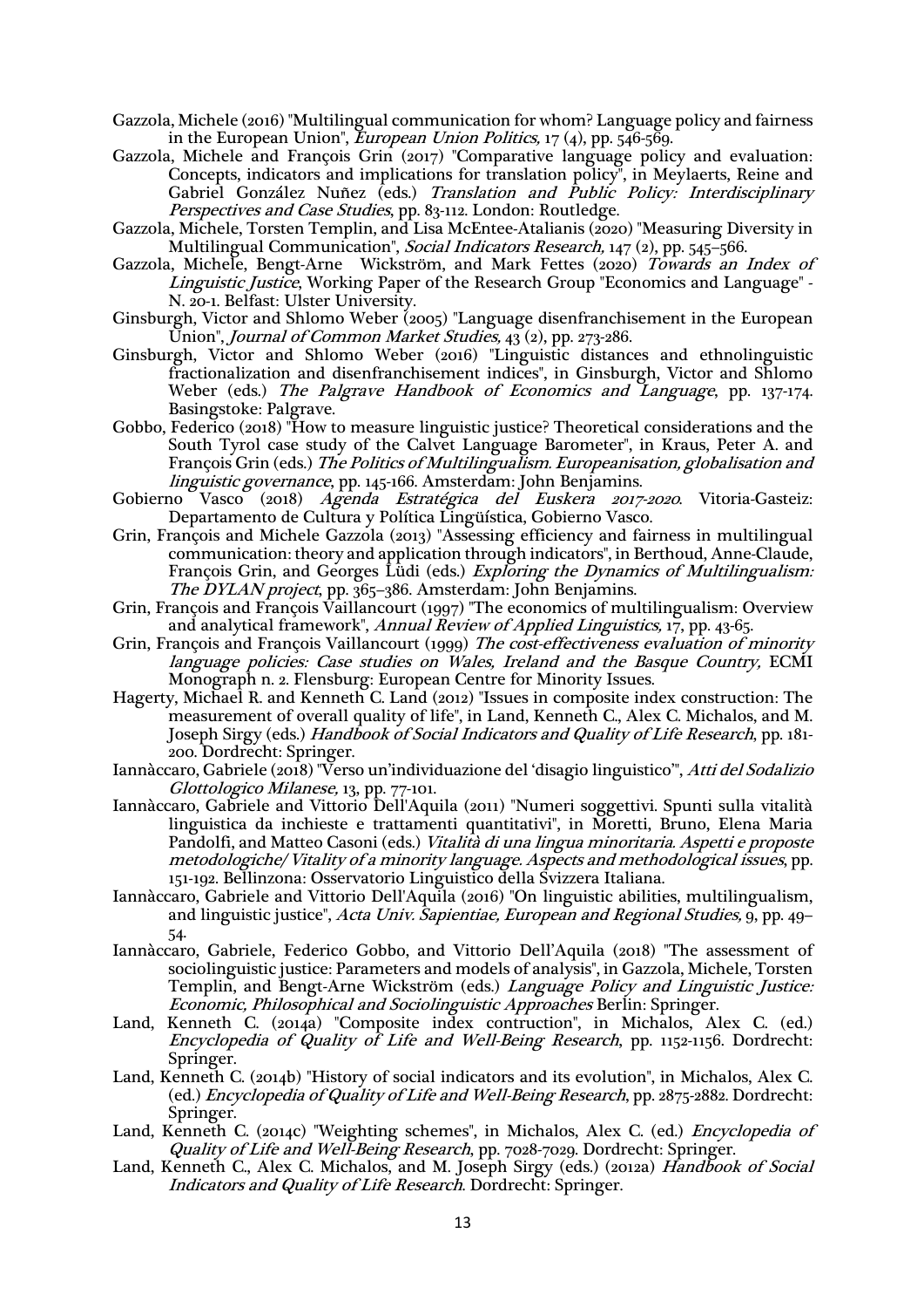Gazzola, Michele (2016) "Multilingual communication for whom? Language policy and fairness in the European Union", *European Union Politics,* 17 (4), pp. 546-569.

Gazzola, Michele and François Grin (2017) "Comparative language policy and evaluation: Concepts, indicators and implications for translation policy", in Meylaerts, Reine and Gabriel González Nuñez (eds.) *Translation and Public Policy: Interdisciplinary Perspectives and Case Studies*, pp. 83-112. London: Routledge.

Gazzola, Michele, Torsten Templin, and Lisa McEntee-Atalianis (2020) "Measuring Diversity in Multilingual Communication", *Social Indicators Research,* 147 (2), pp. 545–566.

Gazzola, Michele, Bengt-Arne Wickström, and Mark Fettes (2020) *Towards an Index of Linguistic Justice*, Working Paper of the Research Group "Economics and Language" - N. 20-1. Belfast: Ulster University.

Ginsburgh, Victor and Shlomo Weber (2005) "Language disenfranchisement in the European Union", *Journal of Common Market Studies,* 43 (2), pp. 273-286.

Ginsburgh, Victor and Shlomo Weber (2016) "Linguistic distances and ethnolinguistic fractionalization and disenfranchisement indices", in Ginsburgh, Victor and Shlomo Weber (eds.) *The Palgrave Handbook of Economics and Language*, pp. 137-174. Basingstoke: Palgrave.

Gobbo, Federico (2018) "How to measure linguistic justice? Theoretical considerations and the South Tyrol case study of the Calvet Language Barometer", in Kraus, Peter A. and François Grin (eds.) *The Politics of Multilingualism. Europeanisation, globalisation and linguistic governance*, pp. 145-166. Amsterdam: John Benjamins.

Gobierno Vasco (2018) *Agenda Estratégica del Euskera 2017-2020*. Vitoria-Gasteiz: Departamento de Cultura y Política Lingüística, Gobierno Vasco.

Grin, François and Michele Gazzola (2013) "Assessing efficiency and fairness in multilingual communication: theory and application through indicators", in Berthoud, Anne-Claude, François Grin, and Georges Lüdi (eds.) *Exploring the Dynamics of Multilingualism: The DYLAN project*, pp. 365–386. Amsterdam: John Benjamins.

Grin, François and François Vaillancourt (1997) "The economics of multilingualism: Overview and analytical framework", *Annual Review of Applied Linguistics,* 17, pp. 43-65.

Grin, François and François Vaillancourt (1999) *The cost-effectiveness evaluation of minority language policies: Case studies on Wales, Ireland and the Basque Country,* ECMI Monograph n. 2. Flensburg: European Centre for Minority Issues.

Hagerty, Michael R. and Kenneth C. Land (2012) "Issues in composite index construction: The measurement of overall quality of life", in Land, Kenneth C., Alex C. Michalos, and M. Joseph Sirgy (eds.) *Handbook of Social Indicators and Quality of Life Research*, pp. 181-200. Dordrecht: Springer.

Iannàccaro, Gabriele (2018) "Verso un'individuazione del 'disagio linguistico'", *Atti del Sodalizio Glottologico Milanese,* 13, pp. 77-101.

Iannàccaro, Gabriele and Vittorio Dell'Aquila (2011) "Numeri soggettivi. Spunti sulla vitalità linguistica da inchieste e trattamenti quantitativi", in Moretti, Bruno, Elena Maria Pandolfi, and Matteo Casoni (eds.) *Vitalità di una lingua minoritaria. Aspetti e proposte metodologiche/ Vitality of a minority language. Aspects and methodological issues*, pp. 151-192. Bellinzona: Osservatorio Linguistico della Svizzera Italiana.

Iannàccaro, Gabriele and Vittorio Dell'Aquila (2016) "On linguistic abilities, multilingualism, and linguistic justice", *Acta Univ. Sapientiae, European and Regional Studies,* 9, pp. 49–54.

Iannàccaro, Gabriele, Federico Gobbo, and Vittorio Dell'Aquila (2018) "The assessment of sociolinguistic justice: Parameters and models of analysis", in Gazzola, Michele, Torsten Templin, and Bengt-Arne Wickström (eds.) *Language Policy and Linguistic Justice: Economic, Philosophical and Sociolinguistic Approaches* Berlin: Springer.

Land, Kenneth C. (2014a) "Composite index contruction", in Michalos, Alex C. (ed.) *Encyclopedia of Quality of Life and Well-Being Research*, pp. 1152-1156. Dordrecht: Springer.

Land, Kenneth C. (2014b) "History of social indicators and its evolution", in Michalos, Alex C. (ed.) *Encyclopedia of Quality of Life and Well-Being Research*, pp. 2875-2882. Dordrecht: Springer.

Land, Kenneth C. (2014c) "Weighting schemes", in Michalos, Alex C. (ed.) *Encyclopedia of Quality of Life and Well-Being Research*, pp. 7028-7029. Dordrecht: Springer.

Land, Kenneth C., Alex C. Michalos, and M. Joseph Sirgy (eds.) (2012a) *Handbook of Social Indicators and Quality of Life Research*. Dordrecht: Springer.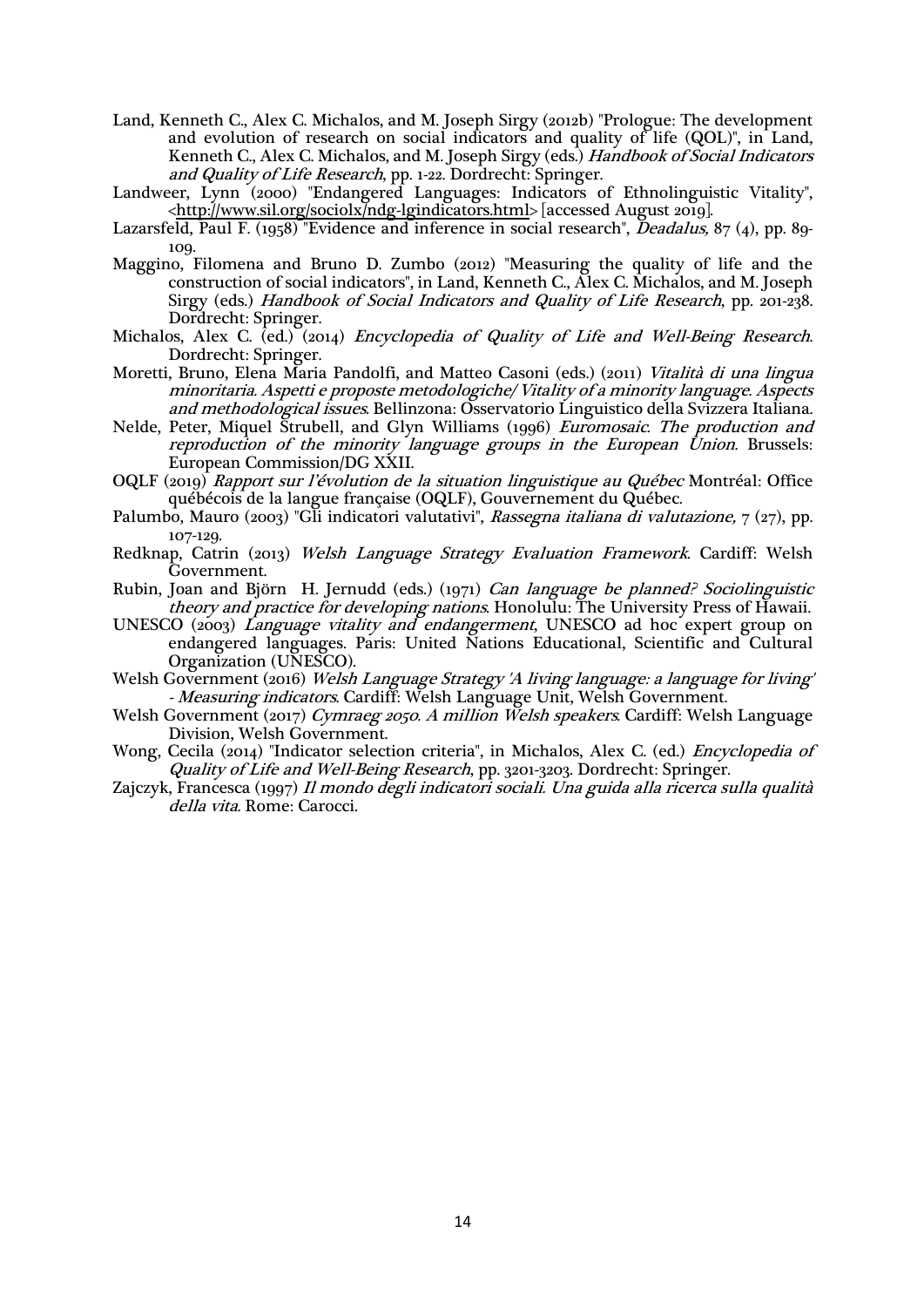Land, Kenneth C., Alex C. Michalos, and M. Joseph Sirgy (2012b) "Prologue: The development and evolution of research on social indicators and quality of life (QOL)", in Land, Kenneth C., Alex C. Michalos, and M. Joseph Sirgy (eds.) *Handbook of Social Indicators and Quality of Life Research*, pp. 1-22. Dordrecht: Springer.

Landweer, Lynn (2000) "Endangered Languages: Indicators of Ethnolinguistic Vitality", <http://www.sil.org/sociolx/ndg-lgindicators.html> [accessed August 2019].

Lazarsfeld, Paul F. (1958) "Evidence and inference in social research", *Deadalus,* 87 (4), pp. 89-109.

Maggino, Filomena and Bruno D. Zumbo (2012) "Measuring the quality of life and the construction of social indicators", in Land, Kenneth C., Alex C. Michalos, and M. Joseph Sirgy (eds.) *Handbook of Social Indicators and Quality of Life Research*, pp. 201-238. Dordrecht: Springer.

Michalos, Alex C. (ed.) (2014) *Encyclopedia of Quality of Life and Well-Being Research*. Dordrecht: Springer.

Moretti, Bruno, Elena Maria Pandolfi, and Matteo Casoni (eds.) (2011) *Vitalità di una lingua minoritaria. Aspetti e proposte metodologiche/ Vitality of a minority language. Aspects and methodological issues*. Bellinzona: Osservatorio Linguistico della Svizzera Italiana.

Nelde, Peter, Miquel Strubell, and Glyn Williams (1996) *Euromosaic. The production and reproduction of the minority language groups in the European Union*. Brussels: European Commission/DG XXII.

OQLF (2019) *Rapport sur l'évolution de la situation linguistique au Québec* Montréal: Office québécois de la langue française (OQLF), Gouvernement du Québec.

Palumbo, Mauro (2003) "Gli indicatori valutativi", *Rassegna italiana di valutazione,* 7 (27), pp. 107-129.

Redknap, Catrin (2013) *Welsh Language Strategy Evaluation Framework*. Cardiff: Welsh Government.

Rubin, Joan and Björn H. Jernudd (eds.) (1971) *Can language be planned? Sociolinguistic theory and practice for developing nations*. Honolulu: The University Press of Hawaii.

UNESCO (2003) *Language vitality and endangerment*, UNESCO ad hoc expert group on endangered languages. Paris: United Nations Educational, Scientific and Cultural Organization (UNESCO).

Welsh Government (2016) *Welsh Language Strategy 'A living language: a language for living' - Measuring indicators*. Cardiff: Welsh Language Unit, Welsh Government.

Welsh Government (2017) *Cymraeg 2050. A million Welsh speakers*. Cardiff: Welsh Language Division, Welsh Government.

Wong, Cecila (2014) "Indicator selection criteria", in Michalos, Alex C. (ed.) *Encyclopedia of Quality of Life and Well-Being Research*, pp. 3201-3203. Dordrecht: Springer.

Zajczyk, Francesca (1997) *Il mondo degli indicatori sociali. Una guida alla ricerca sulla qualità della vita*. Rome: Carocci.